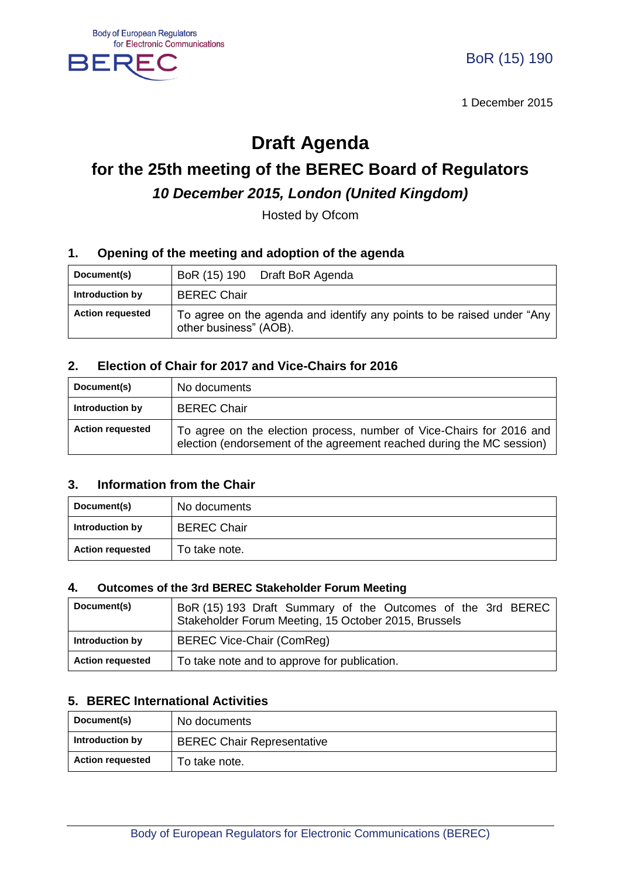Body of European Regulators for Electronic Communications

BEREC

BoR (15) 190

1 December 2015

# Draft Agenda

## for the 25th meeting of the BEREC Board of Regulators

### *10 December 2015, London (United Kingdom)*

Hosted by Ofcom

### 1. Opening of the meeting and adoption of the agenda

| **Document(s)** | BoR (15) 190 Draft BoR Agenda |
|---|---|
| **Introduction by** | BEREC Chair |
| **Action requested** | To agree on the agenda and identify any points to be raised under "Any other business" (AOB). |

### 2. Election of Chair for 2017 and Vice-Chairs for 2016

| **Document(s)** | No documents |
|---|---|
| **Introduction by** | BEREC Chair |
| **Action requested** | To agree on the election process, number of Vice-Chairs for 2016 and election (endorsement of the agreement reached during the MC session) |

### 3. Information from the Chair

| **Document(s)** | No documents |
|---|---|
| **Introduction by** | BEREC Chair |
| **Action requested** | To take note. |

### 4. Outcomes of the 3rd BEREC Stakeholder Forum Meeting

| **Document(s)** | BoR (15) 193 Draft Summary of the Outcomes of the 3rd BEREC Stakeholder Forum Meeting, 15 October 2015, Brussels |
|---|---|
| **Introduction by** | BEREC Vice-Chair (ComReg) |
| **Action requested** | To take note and to approve for publication. |

### 5. BEREC International Activities

| **Document(s)** | No documents |
|---|---|
| **Introduction by** | BEREC Chair Representative |
| **Action requested** | To take note. |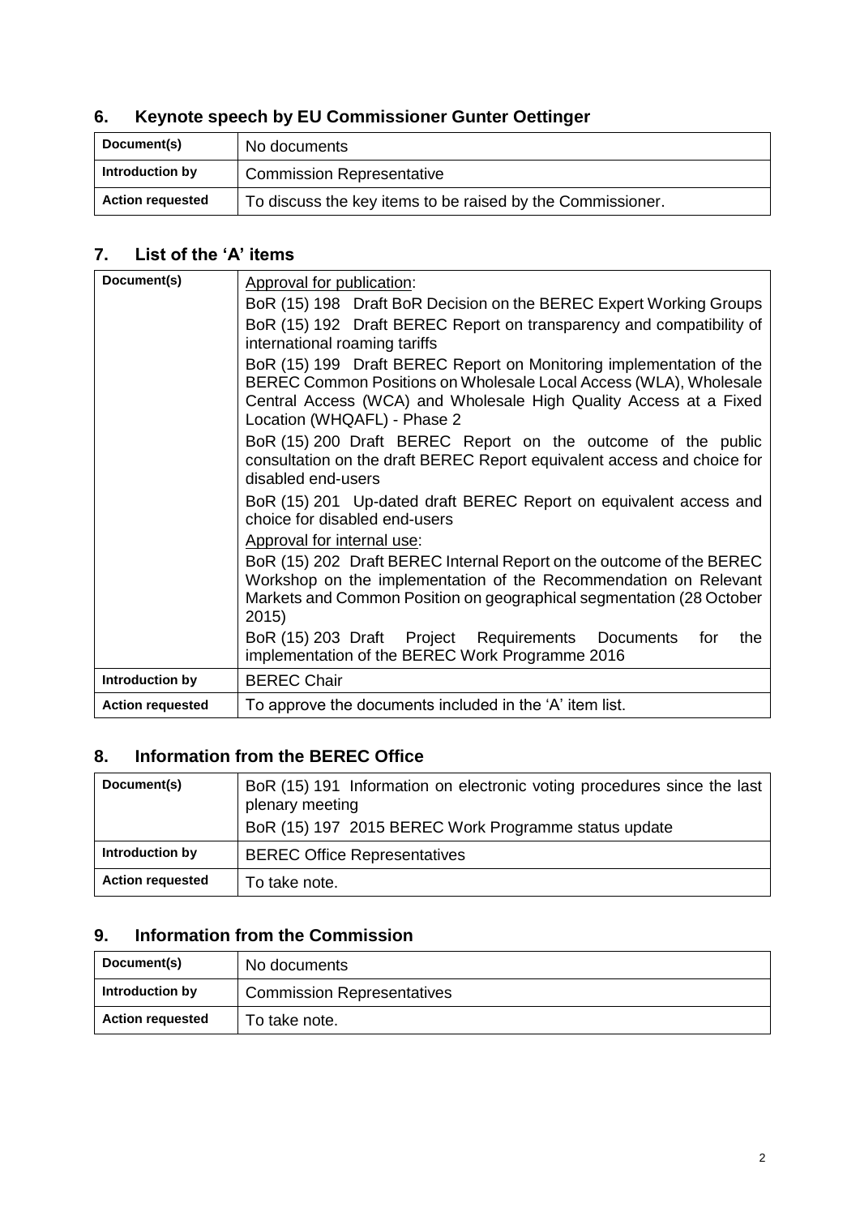## 6. Keynote speech by EU Commissioner Gunter Oettinger

| Document(s) | No documents |
|---|---|
| Introduction by | Commission Representative |
| Action requested | To discuss the key items to be raised by the Commissioner. |

## 7. List of the 'A' items

| Document(s) | Approval for publication:<br>BoR (15) 198 Draft BoR Decision on the BEREC Expert Working Groups<br>BoR (15) 192 Draft BEREC Report on transparency and compatibility of international roaming tariffs<br>BoR (15) 199 Draft BEREC Report on Monitoring implementation of the BEREC Common Positions on Wholesale Local Access (WLA), Wholesale Central Access (WCA) and Wholesale High Quality Access at a Fixed Location (WHQAFL) - Phase 2<br>BoR (15) 200 Draft BEREC Report on the outcome of the public consultation on the draft BEREC Report equivalent access and choice for disabled end-users<br>BoR (15) 201 Up-dated draft BEREC Report on equivalent access and choice for disabled end-users<br>Approval for internal use:<br>BoR (15) 202 Draft BEREC Internal Report on the outcome of the BEREC Workshop on the implementation of the Recommendation on Relevant Markets and Common Position on geographical segmentation (28 October 2015)<br>BoR (15) 203 Draft Project Requirements Documents for the implementation of the BEREC Work Programme 2016 |
|---|---|
| Introduction by | BEREC Chair |
| Action requested | To approve the documents included in the 'A' item list. |

## 8. Information from the BEREC Office

| Document(s) | BoR (15) 191 Information on electronic voting procedures since the last plenary meeting<br>BoR (15) 197 2015 BEREC Work Programme status update |
|---|---|
| Introduction by | BEREC Office Representatives |
| Action requested | To take note. |

## 9. Information from the Commission

| Document(s) | No documents |
|---|---|
| Introduction by | Commission Representatives |
| Action requested | To take note. |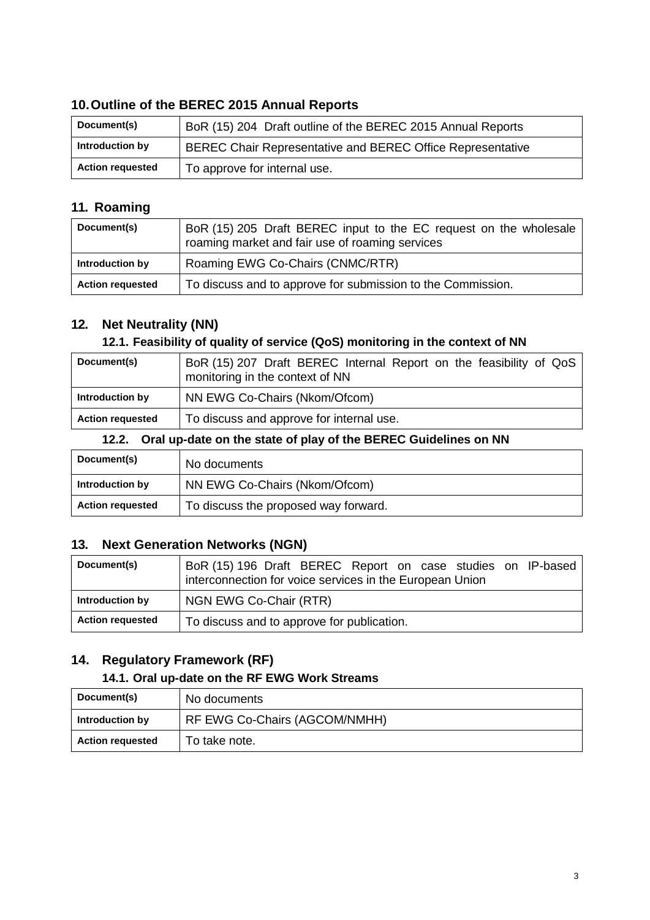## 10. Outline of the BEREC 2015 Annual Reports

| Document(s) | BoR (15) 204 Draft outline of the BEREC 2015 Annual Reports |
|---|---|
| Introduction by | BEREC Chair Representative and BEREC Office Representative |
| Action requested | To approve for internal use. |

## 11. Roaming

| Document(s) | BoR (15) 205 Draft BEREC input to the EC request on the wholesale roaming market and fair use of roaming services |
|---|---|
| Introduction by | Roaming EWG Co-Chairs (CNMC/RTR) |
| Action requested | To discuss and to approve for submission to the Commission. |

## 12. Net Neutrality (NN)

### 12.1. Feasibility of quality of service (QoS) monitoring in the context of NN

| Document(s) | BoR (15) 207 Draft BEREC Internal Report on the feasibility of QoS monitoring in the context of NN |
|---|---|
| Introduction by | NN EWG Co-Chairs (Nkom/Ofcom) |
| Action requested | To discuss and approve for internal use. |

### 12.2. Oral up-date on the state of play of the BEREC Guidelines on NN

| Document(s) | No documents |
|---|---|
| Introduction by | NN EWG Co-Chairs (Nkom/Ofcom) |
| Action requested | To discuss the proposed way forward. |

## 13. Next Generation Networks (NGN)

| Document(s) | BoR (15) 196 Draft BEREC Report on case studies on IP-based interconnection for voice services in the European Union |
|---|---|
| Introduction by | NGN EWG Co-Chair (RTR) |
| Action requested | To discuss and to approve for publication. |

## 14. Regulatory Framework (RF)

### 14.1. Oral up-date on the RF EWG Work Streams

| Document(s) | No documents |
|---|---|
| Introduction by | RF EWG Co-Chairs (AGCOM/NMHH) |
| Action requested | To take note. |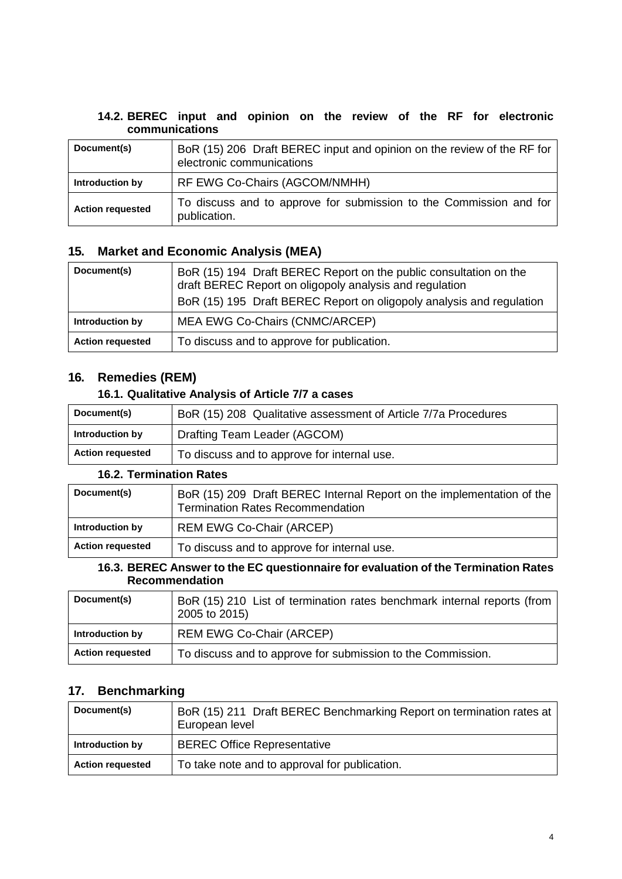### 14.2. BEREC input and opinion on the review of the RF for electronic communications

| | |
|---|---|
| **Document(s)** | BoR (15) 206 Draft BEREC input and opinion on the review of the RF for electronic communications |
| **Introduction by** | RF EWG Co-Chairs (AGCOM/NMHH) |
| **Action requested** | To discuss and to approve for submission to the Commission and for publication. |

## 15. Market and Economic Analysis (MEA)

| | |
|---|---|
| **Document(s)** | BoR (15) 194 Draft BEREC Report on the public consultation on the draft BEREC Report on oligopoly analysis and regulation<br>BoR (15) 195 Draft BEREC Report on oligopoly analysis and regulation |
| **Introduction by** | MEA EWG Co-Chairs (CNMC/ARCEP) |
| **Action requested** | To discuss and to approve for publication. |

## 16. Remedies (REM)

### 16.1. Qualitative Analysis of Article 7/7 a cases

| | |
|---|---|
| **Document(s)** | BoR (15) 208 Qualitative assessment of Article 7/7a Procedures |
| **Introduction by** | Drafting Team Leader (AGCOM) |
| **Action requested** | To discuss and to approve for internal use. |

### 16.2. Termination Rates

| | |
|---|---|
| **Document(s)** | BoR (15) 209 Draft BEREC Internal Report on the implementation of the Termination Rates Recommendation |
| **Introduction by** | REM EWG Co-Chair (ARCEP) |
| **Action requested** | To discuss and to approve for internal use. |

### 16.3. BEREC Answer to the EC questionnaire for evaluation of the Termination Rates Recommendation

| | |
|---|---|
| **Document(s)** | BoR (15) 210 List of termination rates benchmark internal reports (from 2005 to 2015) |
| **Introduction by** | REM EWG Co-Chair (ARCEP) |
| **Action requested** | To discuss and to approve for submission to the Commission. |

## 17. Benchmarking

| | |
|---|---|
| **Document(s)** | BoR (15) 211 Draft BEREC Benchmarking Report on termination rates at European level |
| **Introduction by** | BEREC Office Representative |
| **Action requested** | To take note and to approval for publication. |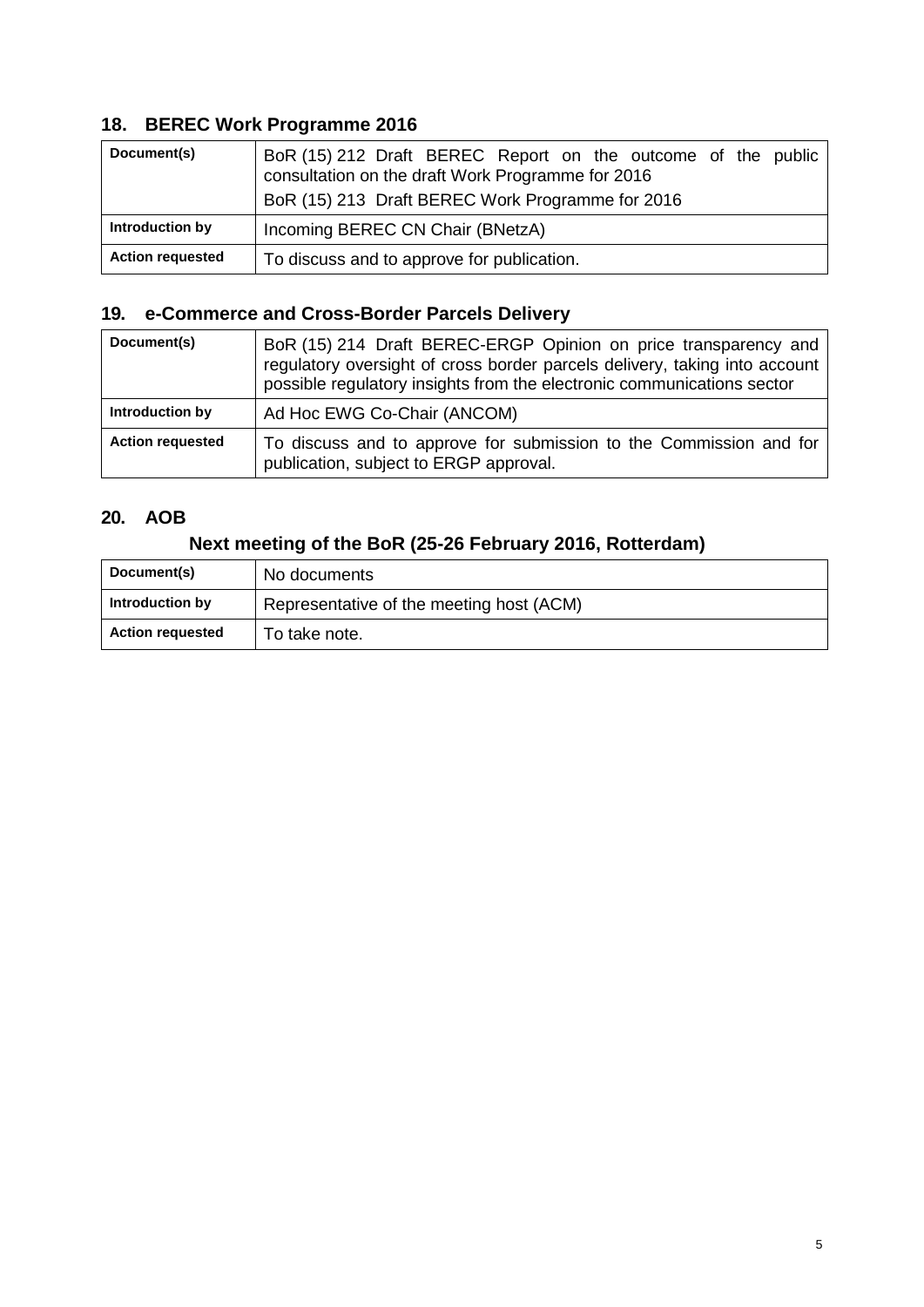## 18. BEREC Work Programme 2016

| | |
|---|---|
| **Document(s)** | BoR (15) 212 Draft BEREC Report on the outcome of the public consultation on the draft Work Programme for 2016<br>BoR (15) 213 Draft BEREC Work Programme for 2016 |
| **Introduction by** | Incoming BEREC CN Chair (BNetzA) |
| **Action requested** | To discuss and to approve for publication. |

## 19. e-Commerce and Cross-Border Parcels Delivery

| | |
|---|---|
| **Document(s)** | BoR (15) 214 Draft BEREC-ERGP Opinion on price transparency and regulatory oversight of cross border parcels delivery, taking into account possible regulatory insights from the electronic communications sector |
| **Introduction by** | Ad Hoc EWG Co-Chair (ANCOM) |
| **Action requested** | To discuss and to approve for submission to the Commission and for publication, subject to ERGP approval. |

## 20. AOB

### Next meeting of the BoR (25-26 February 2016, Rotterdam)

| | |
|---|---|
| **Document(s)** | No documents |
| **Introduction by** | Representative of the meeting host (ACM) |
| **Action requested** | To take note. |